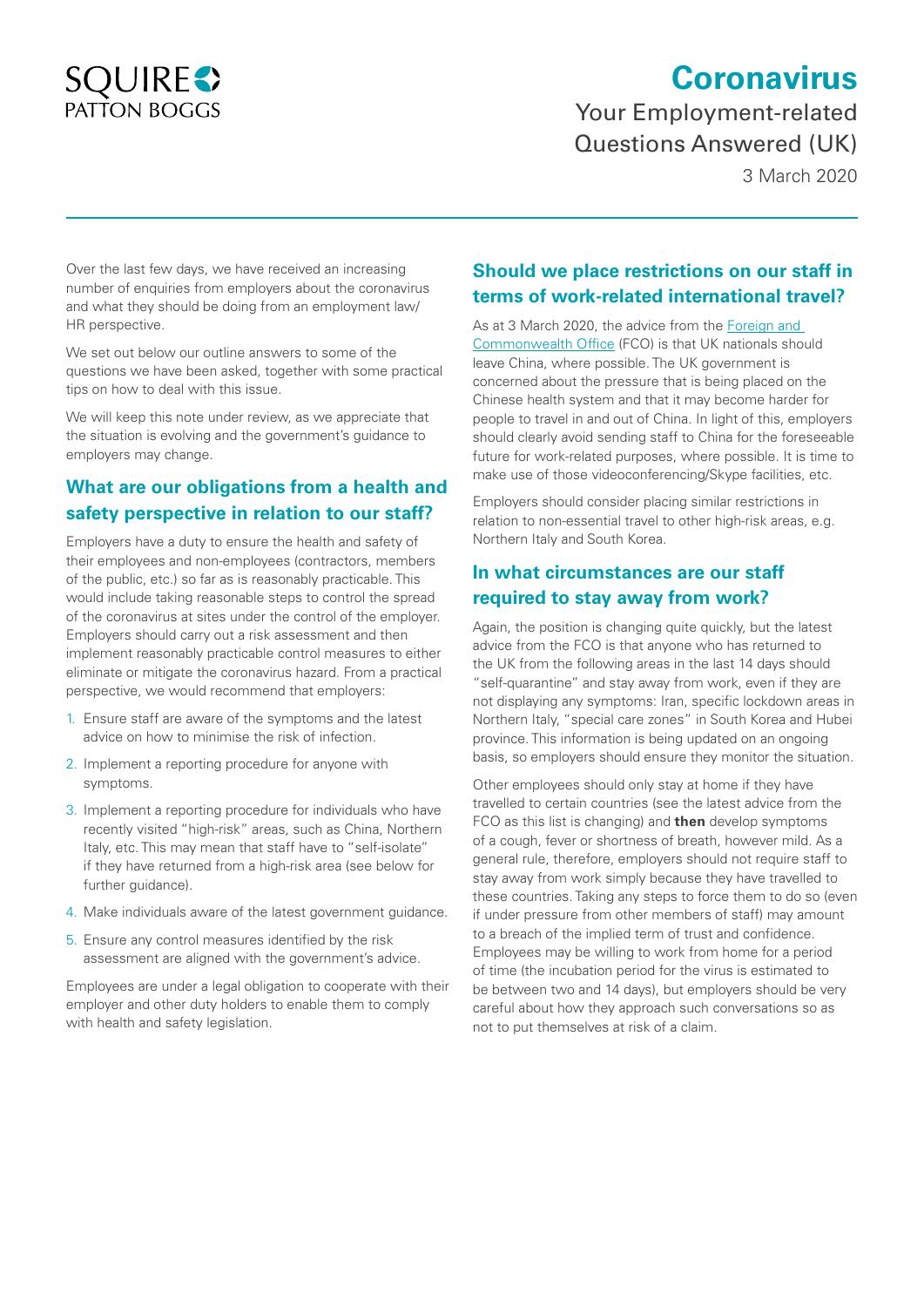# Coronavirus

## Your Employment-related Questions Answered (UK)

3 March 2020

Over the last few days, we have received an increasing number of enquiries from employers about the coronavirus and what they should be doing from an employment law/HR perspective.

We set out below our outline answers to some of the questions we have been asked, together with some practical tips on how to deal with this issue.

We will keep this note under review, as we appreciate that the situation is evolving and the government's guidance to employers may change.

## What are our obligations from a health and safety perspective in relation to our staff?

Employers have a duty to ensure the health and safety of their employees and non-employees (contractors, members of the public, etc.) so far as is reasonably practicable. This would include taking reasonable steps to control the spread of the coronavirus at sites under the control of the employer. Employers should carry out a risk assessment and then implement reasonably practicable control measures to either eliminate or mitigate the coronavirus hazard. From a practical perspective, we would recommend that employers:

1. Ensure staff are aware of the symptoms and the latest advice on how to minimise the risk of infection.
2. Implement a reporting procedure for anyone with symptoms.
3. Implement a reporting procedure for individuals who have recently visited "high-risk" areas, such as China, Northern Italy, etc. This may mean that staff have to "self-isolate" if they have returned from a high-risk area (see below for further guidance).
4. Make individuals aware of the latest government guidance.
5. Ensure any control measures identified by the risk assessment are aligned with the government's advice.

Employees are under a legal obligation to cooperate with their employer and other duty holders to enable them to comply with health and safety legislation.

## Should we place restrictions on our staff in terms of work-related international travel?

As at 3 March 2020, the advice from the Foreign and Commonwealth Office (FCO) is that UK nationals should leave China, where possible. The UK government is concerned about the pressure that is being placed on the Chinese health system and that it may become harder for people to travel in and out of China. In light of this, employers should clearly avoid sending staff to China for the foreseeable future for work-related purposes, where possible. It is time to make use of those videoconferencing/Skype facilities, etc.

Employers should consider placing similar restrictions in relation to non-essential travel to other high-risk areas, e.g. Northern Italy and South Korea.

## In what circumstances are our staff required to stay away from work?

Again, the position is changing quite quickly, but the latest advice from the FCO is that anyone who has returned to the UK from the following areas in the last 14 days should "self-quarantine" and stay away from work, even if they are not displaying any symptoms: Iran, specific lockdown areas in Northern Italy, "special care zones" in South Korea and Hubei province. This information is being updated on an ongoing basis, so employers should ensure they monitor the situation.

Other employees should only stay at home if they have travelled to certain countries (see the latest advice from the FCO as this list is changing) and **then** develop symptoms of a cough, fever or shortness of breath, however mild. As a general rule, therefore, employers should not require staff to stay away from work simply because they have travelled to these countries. Taking any steps to force them to do so (even if under pressure from other members of staff) may amount to a breach of the implied term of trust and confidence. Employees may be willing to work from home for a period of time (the incubation period for the virus is estimated to be between two and 14 days), but employers should be very careful about how they approach such conversations so as not to put themselves at risk of a claim.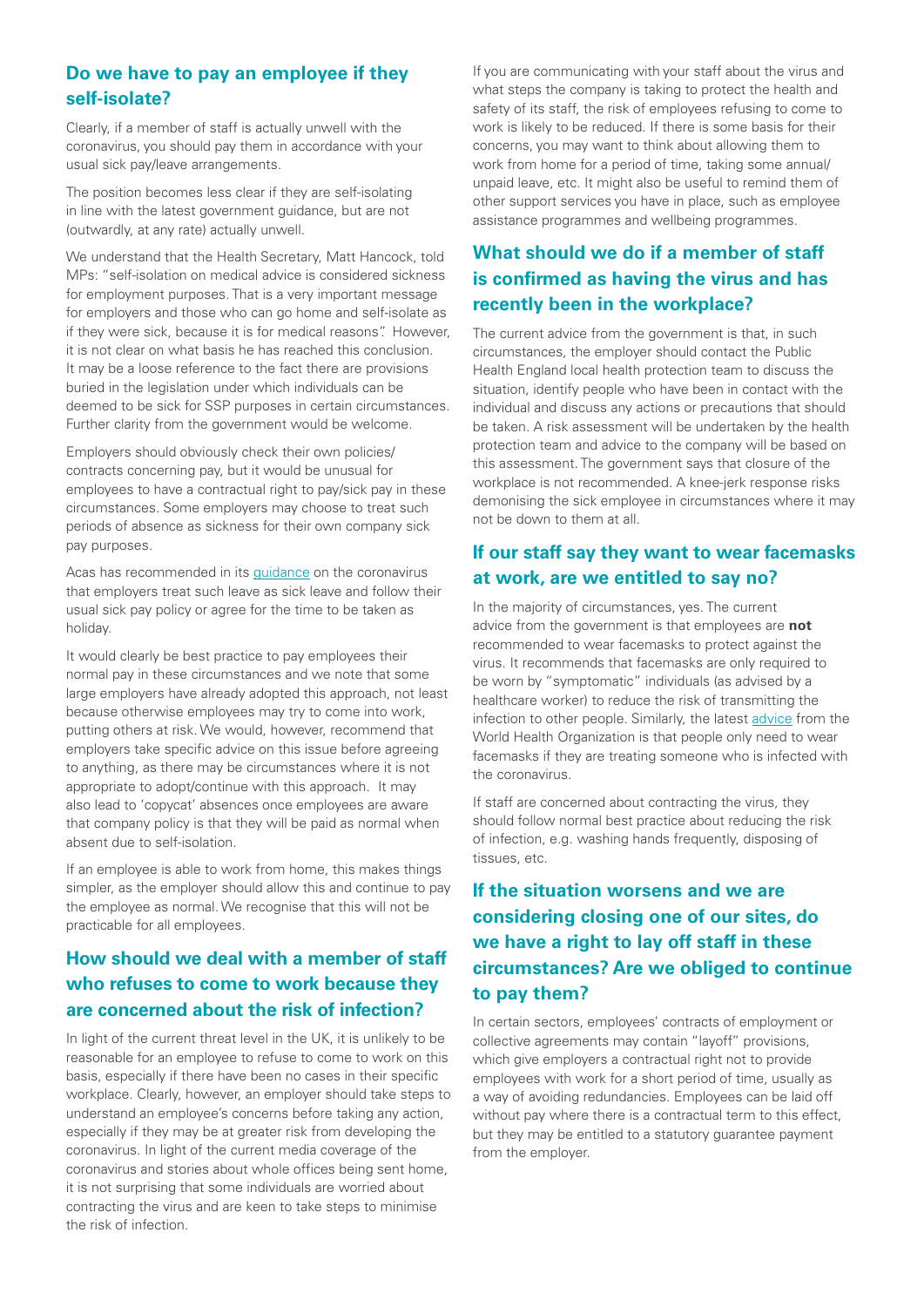## Do we have to pay an employee if they self-isolate?

Clearly, if a member of staff is actually unwell with the coronavirus, you should pay them in accordance with your usual sick pay/leave arrangements.

The position becomes less clear if they are self-isolating in line with the latest government guidance, but are not (outwardly, at any rate) actually unwell.

We understand that the Health Secretary, Matt Hancock, told MPs: "self-isolation on medical advice is considered sickness for employment purposes. That is a very important message for employers and those who can go home and self-isolate as if they were sick, because it is for medical reasons". However, it is not clear on what basis he has reached this conclusion. It may be a loose reference to the fact there are provisions buried in the legislation under which individuals can be deemed to be sick for SSP purposes in certain circumstances. Further clarity from the government would be welcome.

Employers should obviously check their own policies/contracts concerning pay, but it would be unusual for employees to have a contractual right to pay/sick pay in these circumstances. Some employers may choose to treat such periods of absence as sickness for their own company sick pay purposes.

Acas has recommended in its guidance on the coronavirus that employers treat such leave as sick leave and follow their usual sick pay policy or agree for the time to be taken as holiday.

It would clearly be best practice to pay employees their normal pay in these circumstances and we note that some large employers have already adopted this approach, not least because otherwise employees may try to come into work, putting others at risk. We would, however, recommend that employers take specific advice on this issue before agreeing to anything, as there may be circumstances where it is not appropriate to adopt/continue with this approach. It may also lead to 'copycat' absences once employees are aware that company policy is that they will be paid as normal when absent due to self-isolation.

If an employee is able to work from home, this makes things simpler, as the employer should allow this and continue to pay the employee as normal. We recognise that this will not be practicable for all employees.

## How should we deal with a member of staff who refuses to come to work because they are concerned about the risk of infection?

In light of the current threat level in the UK, it is unlikely to be reasonable for an employee to refuse to come to work on this basis, especially if there have been no cases in their specific workplace. Clearly, however, an employer should take steps to understand an employee's concerns before taking any action, especially if they may be at greater risk from developing the coronavirus. In light of the current media coverage of the coronavirus and stories about whole offices being sent home, it is not surprising that some individuals are worried about contracting the virus and are keen to take steps to minimise the risk of infection.

If you are communicating with your staff about the virus and what steps the company is taking to protect the health and safety of its staff, the risk of employees refusing to come to work is likely to be reduced. If there is some basis for their concerns, you may want to think about allowing them to work from home for a period of time, taking some annual/unpaid leave, etc. It might also be useful to remind them of other support services you have in place, such as employee assistance programmes and wellbeing programmes.

## What should we do if a member of staff is confirmed as having the virus and has recently been in the workplace?

The current advice from the government is that, in such circumstances, the employer should contact the Public Health England local health protection team to discuss the situation, identify people who have been in contact with the individual and discuss any actions or precautions that should be taken. A risk assessment will be undertaken by the health protection team and advice to the company will be based on this assessment. The government says that closure of the workplace is not recommended. A knee-jerk response risks demonising the sick employee in circumstances where it may not be down to them at all.

## If our staff say they want to wear facemasks at work, are we entitled to say no?

In the majority of circumstances, yes. The current advice from the government is that employees are **not** recommended to wear facemasks to protect against the virus. It recommends that facemasks are only required to be worn by "symptomatic" individuals (as advised by a healthcare worker) to reduce the risk of transmitting the infection to other people. Similarly, the latest advice from the World Health Organization is that people only need to wear facemasks if they are treating someone who is infected with the coronavirus.

If staff are concerned about contracting the virus, they should follow normal best practice about reducing the risk of infection, e.g. washing hands frequently, disposing of tissues, etc.

## If the situation worsens and we are considering closing one of our sites, do we have a right to lay off staff in these circumstances? Are we obliged to continue to pay them?

In certain sectors, employees' contracts of employment or collective agreements may contain "layoff" provisions, which give employers a contractual right not to provide employees with work for a short period of time, usually as a way of avoiding redundancies. Employees can be laid off without pay where there is a contractual term to this effect, but they may be entitled to a statutory guarantee payment from the employer.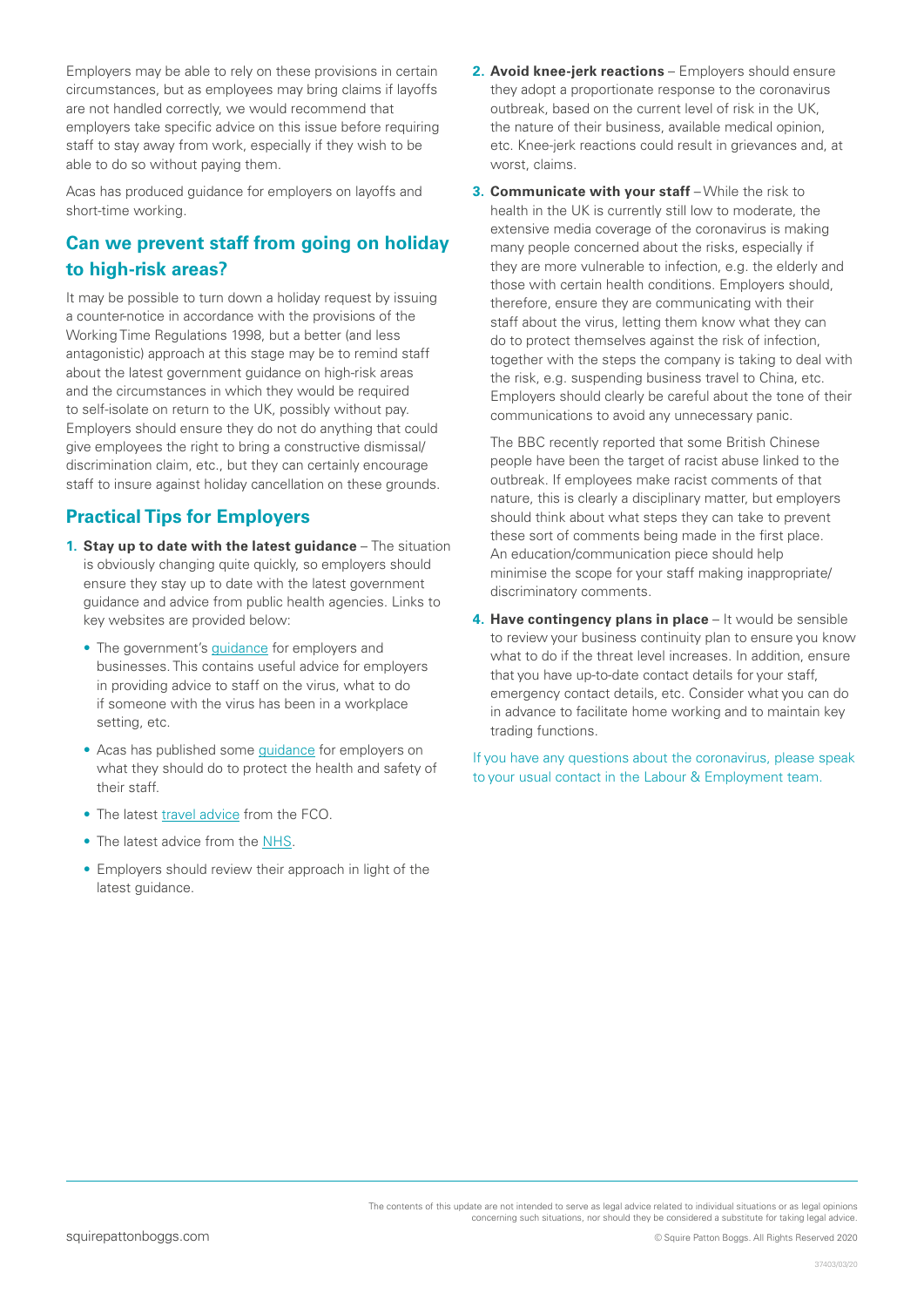Employers may be able to rely on these provisions in certain circumstances, but as employees may bring claims if layoffs are not handled correctly, we would recommend that employers take specific advice on this issue before requiring staff to stay away from work, especially if they wish to be able to do so without paying them.

Acas has produced guidance for employers on layoffs and short-time working.

## Can we prevent staff from going on holiday to high-risk areas?

It may be possible to turn down a holiday request by issuing a counter-notice in accordance with the provisions of the Working Time Regulations 1998, but a better (and less antagonistic) approach at this stage may be to remind staff about the latest government guidance on high-risk areas and the circumstances in which they would be required to self-isolate on return to the UK, possibly without pay. Employers should ensure they do not do anything that could give employees the right to bring a constructive dismissal/discrimination claim, etc., but they can certainly encourage staff to insure against holiday cancellation on these grounds.

## Practical Tips for Employers

1. **Stay up to date with the latest guidance** – The situation is obviously changing quite quickly, so employers should ensure they stay up to date with the latest government guidance and advice from public health agencies. Links to key websites are provided below:
   - The government's guidance for employers and businesses. This contains useful advice for employers in providing advice to staff on the virus, what to do if someone with the virus has been in a workplace setting, etc.
   - Acas has published some guidance for employers on what they should do to protect the health and safety of their staff.
   - The latest travel advice from the FCO.
   - The latest advice from the NHS.
   - Employers should review their approach in light of the latest guidance.
2. **Avoid knee-jerk reactions** – Employers should ensure they adopt a proportionate response to the coronavirus outbreak, based on the current level of risk in the UK, the nature of their business, available medical opinion, etc. Knee-jerk reactions could result in grievances and, at worst, claims.
3. **Communicate with your staff** – While the risk to health in the UK is currently still low to moderate, the extensive media coverage of the coronavirus is making many people concerned about the risks, especially if they are more vulnerable to infection, e.g. the elderly and those with certain health conditions. Employers should, therefore, ensure they are communicating with their staff about the virus, letting them know what they can do to protect themselves against the risk of infection, together with the steps the company is taking to deal with the risk, e.g. suspending business travel to China, etc. Employers should clearly be careful about the tone of their communications to avoid any unnecessary panic.

   The BBC recently reported that some British Chinese people have been the target of racist abuse linked to the outbreak. If employees make racist comments of that nature, this is clearly a disciplinary matter, but employers should think about what steps they can take to prevent these sort of comments being made in the first place. An education/communication piece should help minimise the scope for your staff making inappropriate/discriminatory comments.
4. **Have contingency plans in place** – It would be sensible to review your business continuity plan to ensure you know what to do if the threat level increases. In addition, ensure that you have up-to-date contact details for your staff, emergency contact details, etc. Consider what you can do in advance to facilitate home working and to maintain key trading functions.

If you have any questions about the coronavirus, please speak to your usual contact in the Labour & Employment team.

The contents of this update are not intended to serve as legal advice related to individual situations or as legal opinions concerning such situations, nor should they be considered a substitute for taking legal advice.

squirepattonboggs.com

© Squire Patton Boggs. All Rights Reserved 2020

37403/03/20